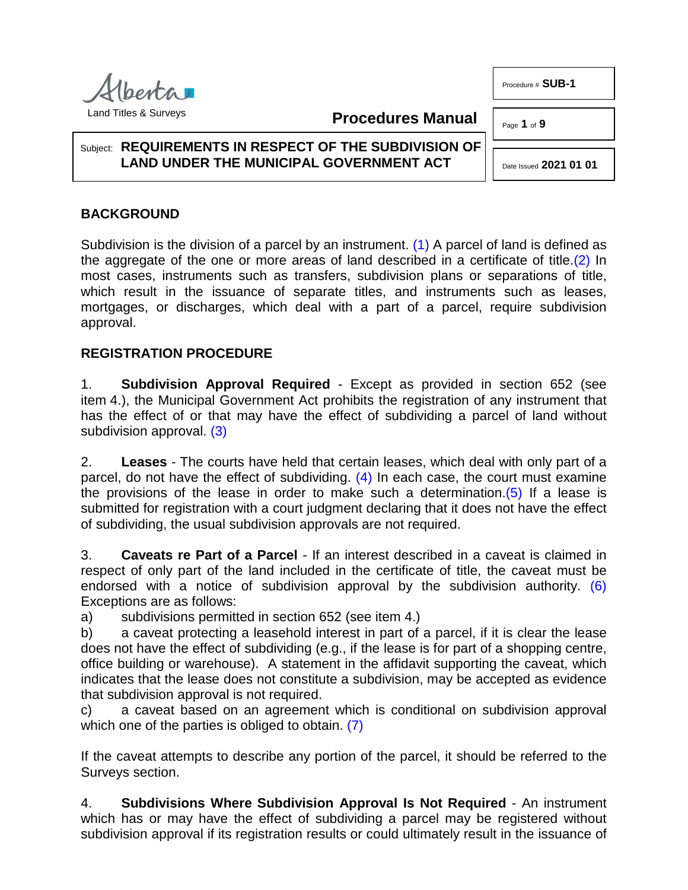Alberta Land Titles & Surveys

**Procedures Manual**

Procedure # **SUB-1**

Date Issued **2021 01 01**

Subject: **REQUIREMENTS IN RESPECT OF THE SUBDIVISION OF LAND UNDER THE MUNICIPAL GOVERNMENT ACT**

## BACKGROUND

Subdivision is the division of a parcel by an instrument. (1) A parcel of land is defined as the aggregate of the one or more areas of land described in a certificate of title.(2) In most cases, instruments such as transfers, subdivision plans or separations of title, which result in the issuance of separate titles, and instruments such as leases, mortgages, or discharges, which deal with a part of a parcel, require subdivision approval.

## REGISTRATION PROCEDURE

1. **Subdivision Approval Required** - Except as provided in section 652 (see item 4.), the Municipal Government Act prohibits the registration of any instrument that has the effect of or that may have the effect of subdividing a parcel of land without subdivision approval. (3)

2. **Leases** - The courts have held that certain leases, which deal with only part of a parcel, do not have the effect of subdividing. (4) In each case, the court must examine the provisions of the lease in order to make such a determination.(5) If a lease is submitted for registration with a court judgment declaring that it does not have the effect of subdividing, the usual subdivision approvals are not required.

3. **Caveats re Part of a Parcel** - If an interest described in a caveat is claimed in respect of only part of the land included in the certificate of title, the caveat must be endorsed with a notice of subdivision approval by the subdivision authority. (6) Exceptions are as follows:

a) subdivisions permitted in section 652 (see item 4.)

b) a caveat protecting a leasehold interest in part of a parcel, if it is clear the lease does not have the effect of subdividing (e.g., if the lease is for part of a shopping centre, office building or warehouse). A statement in the affidavit supporting the caveat, which indicates that the lease does not constitute a subdivision, may be accepted as evidence that subdivision approval is not required.

c) a caveat based on an agreement which is conditional on subdivision approval which one of the parties is obliged to obtain. (7)

If the caveat attempts to describe any portion of the parcel, it should be referred to the Surveys section.

4. **Subdivisions Where Subdivision Approval Is Not Required** - An instrument which has or may have the effect of subdividing a parcel may be registered without subdivision approval if its registration results or could ultimately result in the issuance of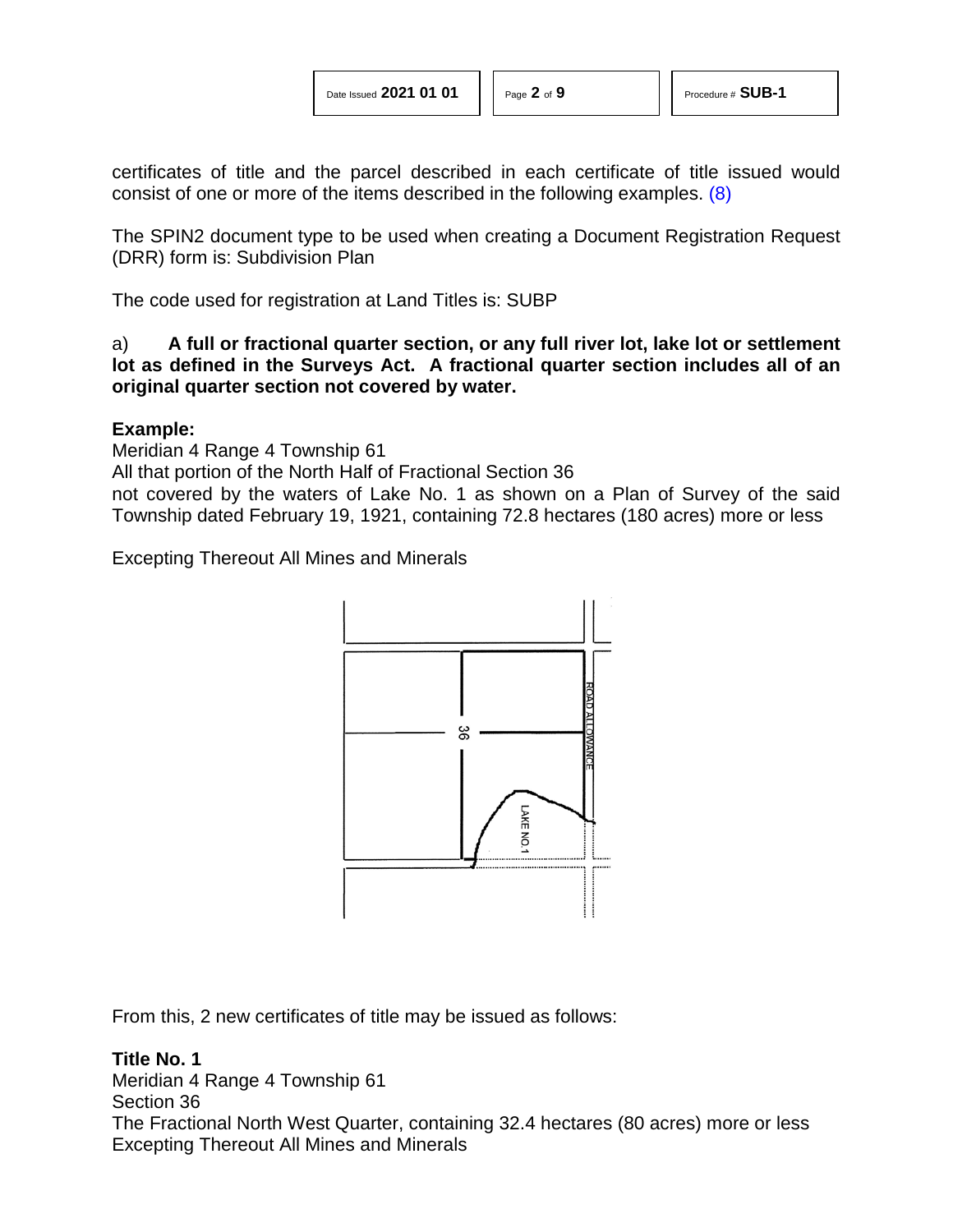certificates of title and the parcel described in each certificate of title issued would consist of one or more of the items described in the following examples. (8)

The SPIN2 document type to be used when creating a Document Registration Request (DRR) form is: Subdivision Plan

The code used for registration at Land Titles is: SUBP

a) **A full or fractional quarter section, or any full river lot, lake lot or settlement lot as defined in the Surveys Act. A fractional quarter section includes all of an original quarter section not covered by water.**

**Example:**
Meridian 4 Range 4 Township 61
All that portion of the North Half of Fractional Section 36
not covered by the waters of Lake No. 1 as shown on a Plan of Survey of the said Township dated February 19, 1921, containing 72.8 hectares (180 acres) more or less

Excepting Thereout All Mines and Minerals

From this, 2 new certificates of title may be issued as follows:

**Title No. 1**
Meridian 4 Range 4 Township 61
Section 36
The Fractional North West Quarter, containing 32.4 hectares (80 acres) more or less
Excepting Thereout All Mines and Minerals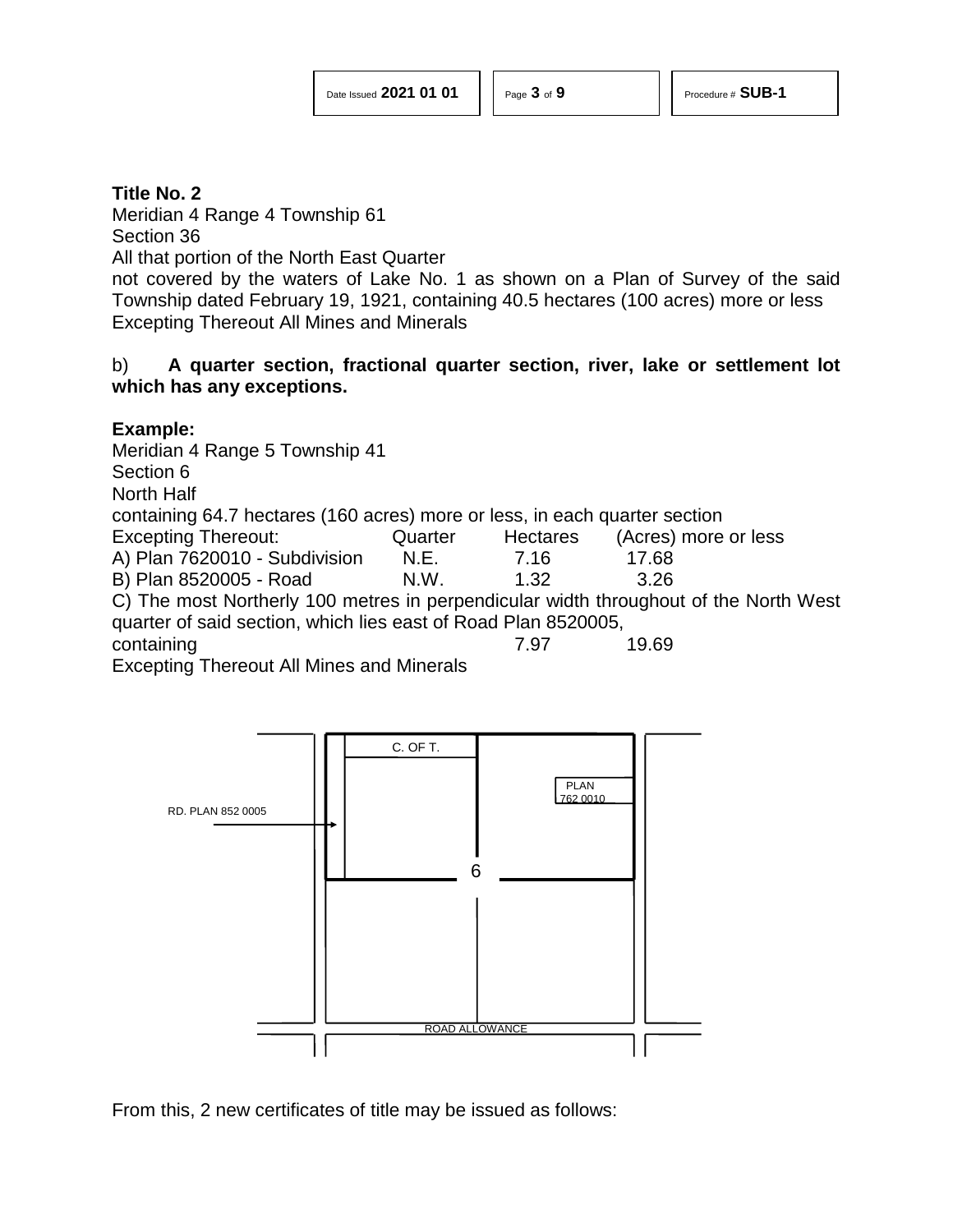**Title No. 2**
Meridian 4 Range 4 Township 61
Section 36
All that portion of the North East Quarter
not covered by the waters of Lake No. 1 as shown on a Plan of Survey of the said Township dated February 19, 1921, containing 40.5 hectares (100 acres) more or less
Excepting Thereout All Mines and Minerals

b) **A quarter section, fractional quarter section, river, lake or settlement lot which has any exceptions.**

**Example:**
Meridian 4 Range 5 Township 41
Section 6
North Half
containing 64.7 hectares (160 acres) more or less, in each quarter section

| Excepting Thereout: | Quarter | Hectares | (Acres) more or less |
|---|---|---|---|
| A) Plan 7620010 - Subdivision | N.E. | 7.16 | 17.68 |
| B) Plan 8520005 - Road | N.W. | 1.32 | 3.26 |

C) The most Northerly 100 metres in perpendicular width throughout of the North West quarter of said section, which lies east of Road Plan 8520005,
containing 7.97 19.69
Excepting Thereout All Mines and Minerals

From this, 2 new certificates of title may be issued as follows: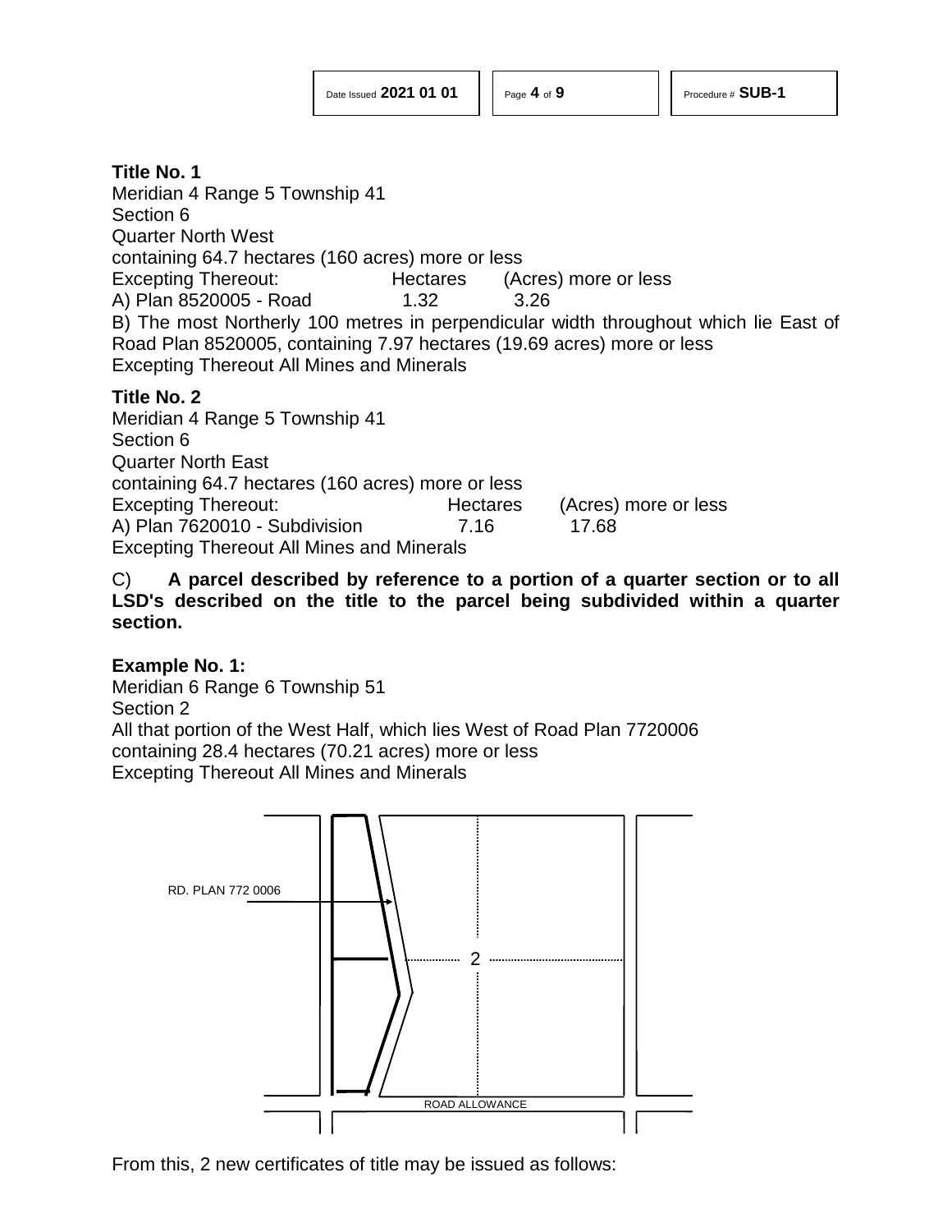**Title No. 1**
Meridian 4 Range 5 Township 41
Section 6
Quarter North West
containing 64.7 hectares (160 acres) more or less

| Excepting Thereout: | Hectares | (Acres) more or less |
|---|---|---|
| A) Plan 8520005 - Road | 1.32 | 3.26 |

B) The most Northerly 100 metres in perpendicular width throughout which lie East of Road Plan 8520005, containing 7.97 hectares (19.69 acres) more or less
Excepting Thereout All Mines and Minerals

**Title No. 2**
Meridian 4 Range 5 Township 41
Section 6
Quarter North East
containing 64.7 hectares (160 acres) more or less

| Excepting Thereout: | Hectares | (Acres) more or less |
|---|---|---|
| A) Plan 7620010 - Subdivision | 7.16 | 17.68 |

Excepting Thereout All Mines and Minerals

C) **A parcel described by reference to a portion of a quarter section or to all LSD's described on the title to the parcel being subdivided within a quarter section.**

**Example No. 1:**
Meridian 6 Range 6 Township 51
Section 2
All that portion of the West Half, which lies West of Road Plan 7720006
containing 28.4 hectares (70.21 acres) more or less
Excepting Thereout All Mines and Minerals

RD. PLAN 772 0006

2

ROAD ALLOWANCE

From this, 2 new certificates of title may be issued as follows: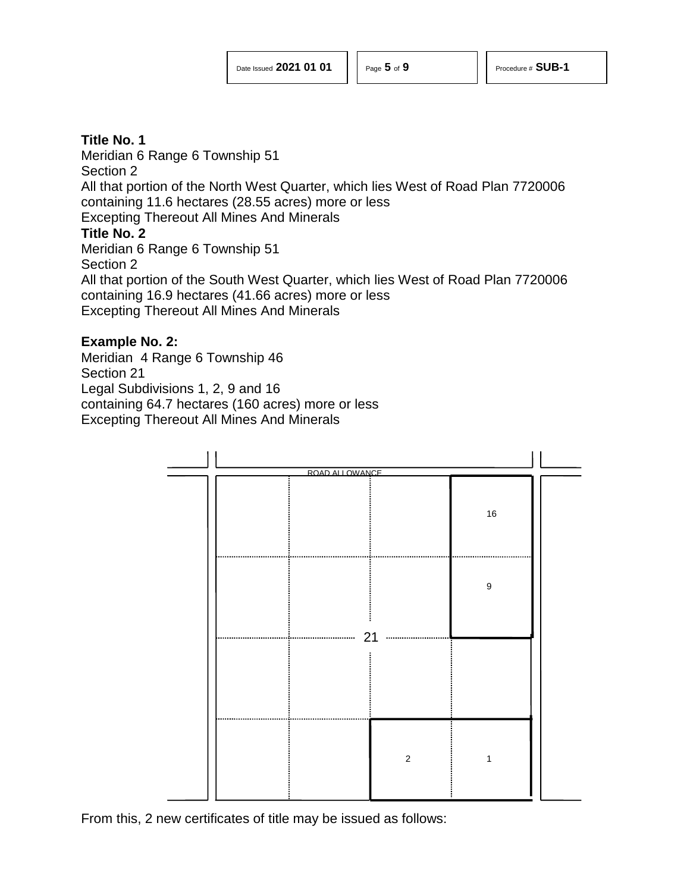**Title No. 1**
Meridian 6 Range 6 Township 51
Section 2
All that portion of the North West Quarter, which lies West of Road Plan 7720006
containing 11.6 hectares (28.55 acres) more or less
Excepting Thereout All Mines And Minerals

**Title No. 2**
Meridian 6 Range 6 Township 51
Section 2
All that portion of the South West Quarter, which lies West of Road Plan 7720006
containing 16.9 hectares (41.66 acres) more or less
Excepting Thereout All Mines And Minerals

**Example No. 2:**
Meridian 4 Range 6 Township 46
Section 21
Legal Subdivisions 1, 2, 9 and 16
containing 64.7 hectares (160 acres) more or less
Excepting Thereout All Mines And Minerals

ROAD ALLOWANCE

16

9

21

2 1

From this, 2 new certificates of title may be issued as follows: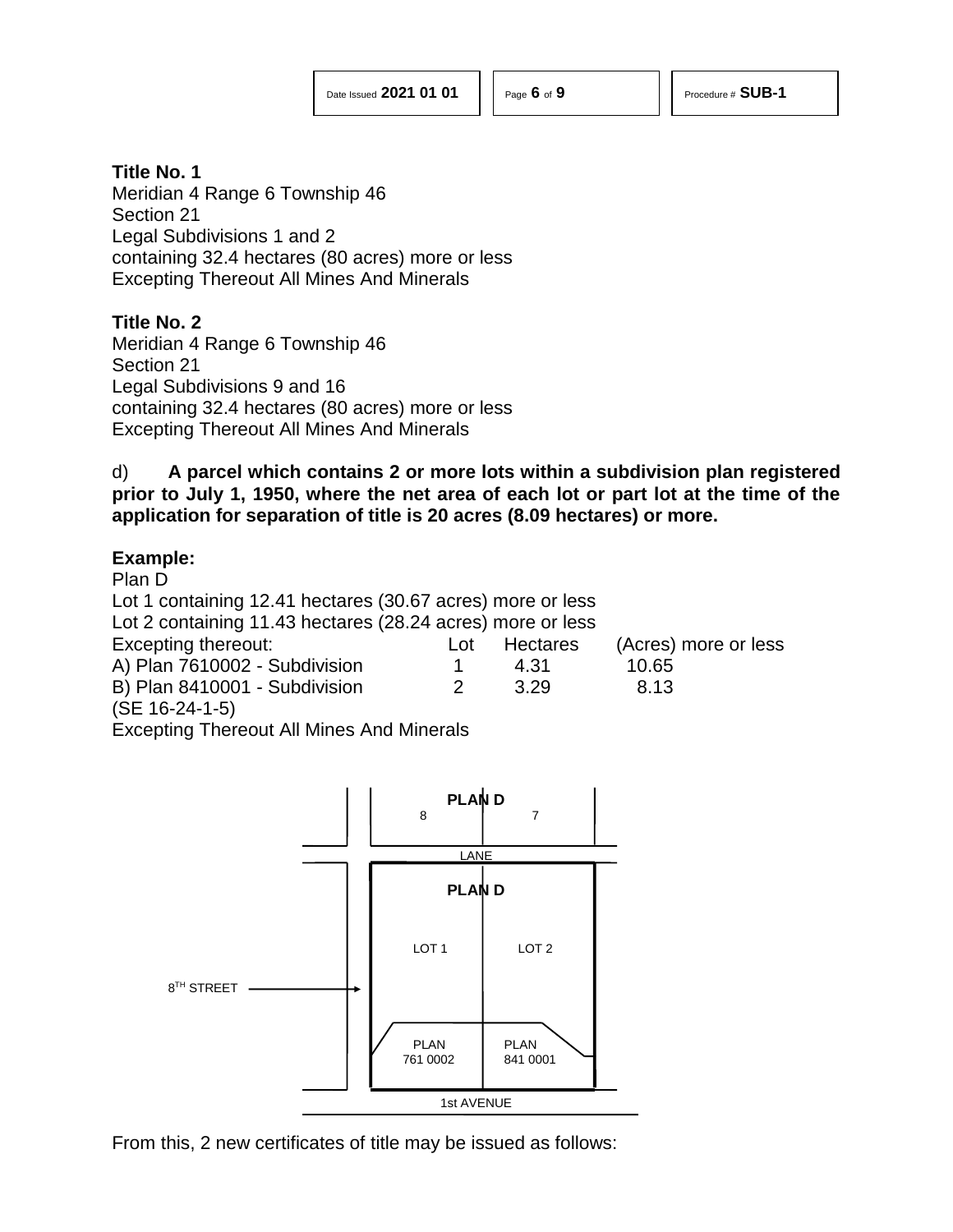**Title No. 1**
Meridian 4 Range 6 Township 46
Section 21
Legal Subdivisions 1 and 2
containing 32.4 hectares (80 acres) more or less
Excepting Thereout All Mines And Minerals

**Title No. 2**
Meridian 4 Range 6 Township 46
Section 21
Legal Subdivisions 9 and 16
containing 32.4 hectares (80 acres) more or less
Excepting Thereout All Mines And Minerals

d) **A parcel which contains 2 or more lots within a subdivision plan registered prior to July 1, 1950, where the net area of each lot or part lot at the time of the application for separation of title is 20 acres (8.09 hectares) or more.**

**Example:**
Plan D
Lot 1 containing 12.41 hectares (30.67 acres) more or less
Lot 2 containing 11.43 hectares (28.24 acres) more or less

| Excepting thereout: | Lot | Hectares | (Acres) more or less |
|---|---|---|---|
| A) Plan 7610002 - Subdivision | 1 | 4.31 | 10.65 |
| B) Plan 8410001 - Subdivision | 2 | 3.29 | 8.13 |

(SE 16-24-1-5)
Excepting Thereout All Mines And Minerals

PLAN D
8 7
LANE
PLAN D
LOT 1 LOT 2
8TH STREET
PLAN 761 0002 PLAN 841 0001
1st AVENUE

From this, 2 new certificates of title may be issued as follows: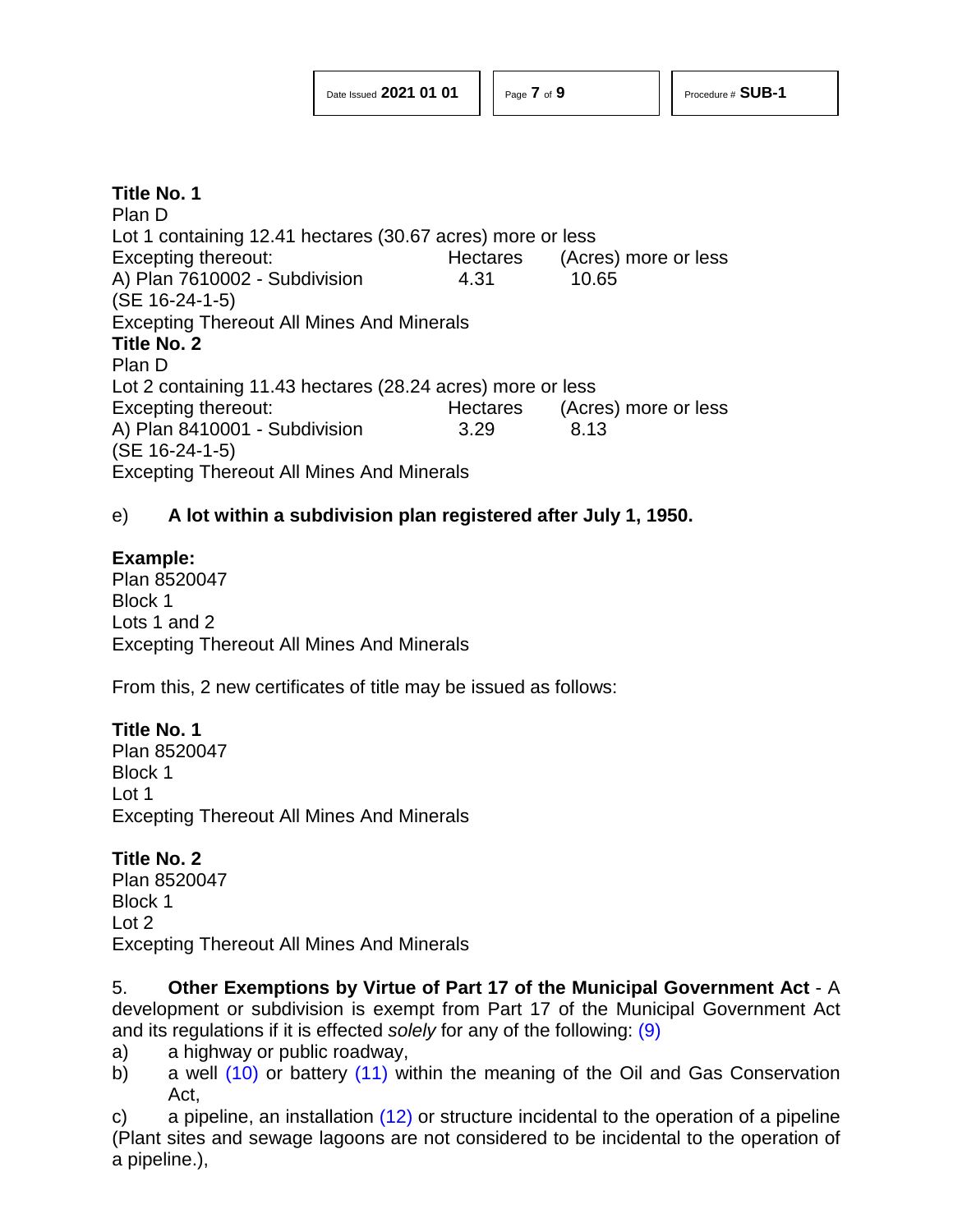**Title No. 1**
Plan D
Lot 1 containing 12.41 hectares (30.67 acres) more or less

| Excepting thereout: | Hectares | (Acres) more or less |
| --- | --- | --- |
| A) Plan 7610002 - Subdivision | 4.31 | 10.65 |

(SE 16-24-1-5)
Excepting Thereout All Mines And Minerals

**Title No. 2**
Plan D
Lot 2 containing 11.43 hectares (28.24 acres) more or less

| Excepting thereout: | Hectares | (Acres) more or less |
| --- | --- | --- |
| A) Plan 8410001 - Subdivision | 3.29 | 8.13 |

(SE 16-24-1-5)
Excepting Thereout All Mines And Minerals

e) **A lot within a subdivision plan registered after July 1, 1950.**

**Example:**
Plan 8520047
Block 1
Lots 1 and 2
Excepting Thereout All Mines And Minerals

From this, 2 new certificates of title may be issued as follows:

**Title No. 1**
Plan 8520047
Block 1
Lot 1
Excepting Thereout All Mines And Minerals

**Title No. 2**
Plan 8520047
Block 1
Lot 2
Excepting Thereout All Mines And Minerals

5. **Other Exemptions by Virtue of Part 17 of the Municipal Government Act** - A development or subdivision is exempt from Part 17 of the Municipal Government Act and its regulations if it is effected *solely* for any of the following: (9)

a) a highway or public roadway,

b) a well (10) or battery (11) within the meaning of the Oil and Gas Conservation Act,

c) a pipeline, an installation (12) or structure incidental to the operation of a pipeline (Plant sites and sewage lagoons are not considered to be incidental to the operation of a pipeline.),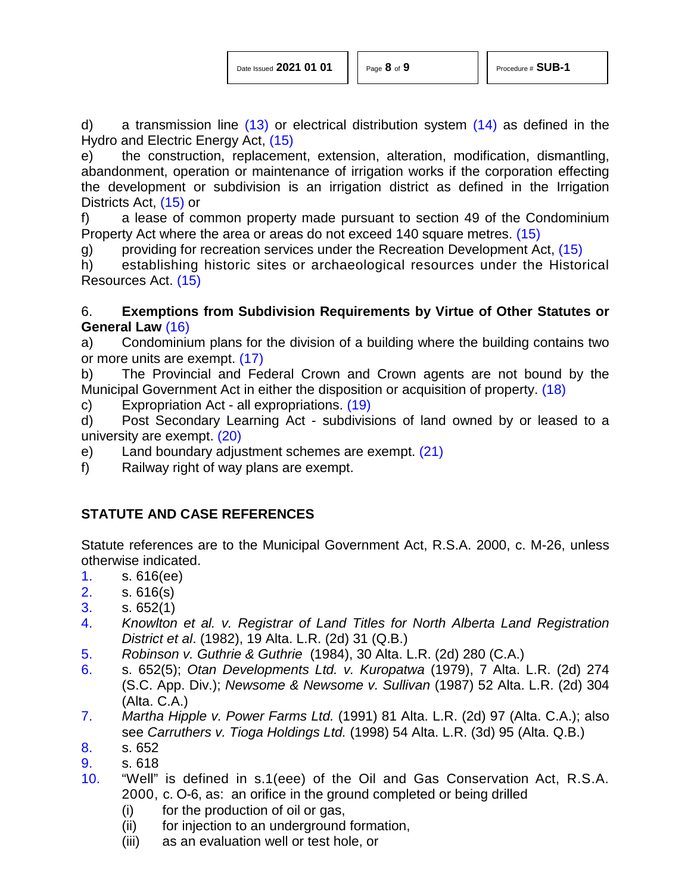d) a transmission line (13) or electrical distribution system (14) as defined in the Hydro and Electric Energy Act, (15)

e) the construction, replacement, extension, alteration, modification, dismantling, abandonment, operation or maintenance of irrigation works if the corporation effecting the development or subdivision is an irrigation district as defined in the Irrigation Districts Act, (15) or

f) a lease of common property made pursuant to section 49 of the Condominium Property Act where the area or areas do not exceed 140 square metres. (15)

g) providing for recreation services under the Recreation Development Act, (15)

h) establishing historic sites or archaeological resources under the Historical Resources Act. (15)

6. **Exemptions from Subdivision Requirements by Virtue of Other Statutes or General Law** (16)

a) Condominium plans for the division of a building where the building contains two or more units are exempt. (17)

b) The Provincial and Federal Crown and Crown agents are not bound by the Municipal Government Act in either the disposition or acquisition of property. (18)

c) Expropriation Act - all expropriations. (19)

d) Post Secondary Learning Act - subdivisions of land owned by or leased to a university are exempt. (20)

e) Land boundary adjustment schemes are exempt. (21)

f) Railway right of way plans are exempt.

## STATUTE AND CASE REFERENCES

Statute references are to the Municipal Government Act, R.S.A. 2000, c. M-26, unless otherwise indicated.

1. s. 616(ee)
2. s. 616(s)
3. s. 652(1)
4. *Knowlton et al. v. Registrar of Land Titles for North Alberta Land Registration District et al*. (1982), 19 Alta. L.R. (2d) 31 (Q.B.)
5. *Robinson v. Guthrie & Guthrie* (1984), 30 Alta. L.R. (2d) 280 (C.A.)
6. s. 652(5); *Otan Developments Ltd. v. Kuropatwa* (1979), 7 Alta. L.R. (2d) 274 (S.C. App. Div.); *Newsome & Newsome v. Sullivan* (1987) 52 Alta. L.R. (2d) 304 (Alta. C.A.)
7. *Martha Hipple v. Power Farms Ltd.* (1991) 81 Alta. L.R. (2d) 97 (Alta. C.A.); also see *Carruthers v. Tioga Holdings Ltd.* (1998) 54 Alta. L.R. (3d) 95 (Alta. Q.B.)
8. s. 652
9. s. 618
10. "Well" is defined in s.1(eee) of the Oil and Gas Conservation Act, R.S.A. 2000, c. O-6, as: an orifice in the ground completed or being drilled
    (i) for the production of oil or gas,
    (ii) for injection to an underground formation,
    (iii) as an evaluation well or test hole, or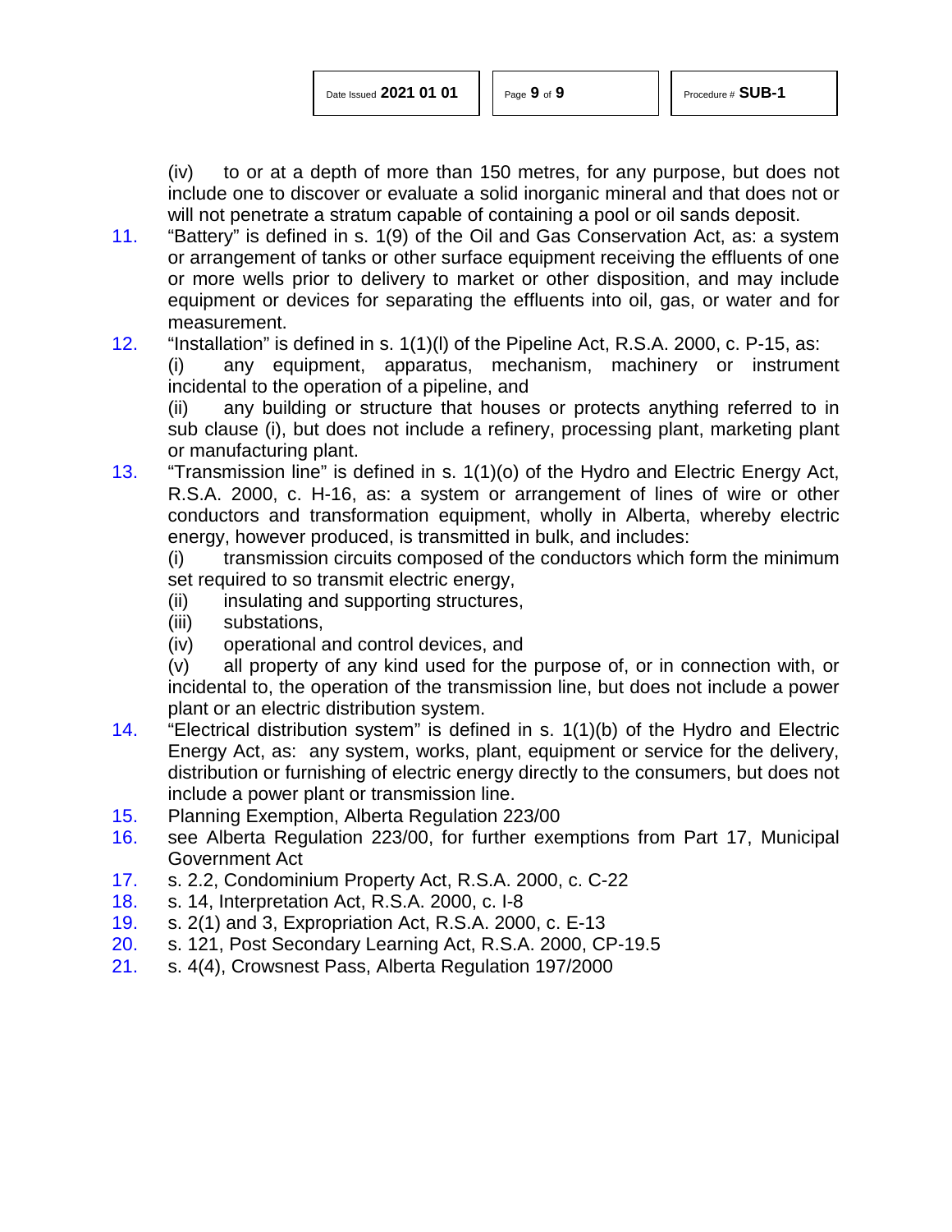(iv) to or at a depth of more than 150 metres, for any purpose, but does not include one to discover or evaluate a solid inorganic mineral and that does not or will not penetrate a stratum capable of containing a pool or oil sands deposit.

11. "Battery" is defined in s. 1(9) of the Oil and Gas Conservation Act, as: a system or arrangement of tanks or other surface equipment receiving the effluents of one or more wells prior to delivery to market or other disposition, and may include equipment or devices for separating the effluents into oil, gas, or water and for measurement.
12. "Installation" is defined in s. 1(1)(l) of the Pipeline Act, R.S.A. 2000, c. P-15, as:
    (i) any equipment, apparatus, mechanism, machinery or instrument incidental to the operation of a pipeline, and
    (ii) any building or structure that houses or protects anything referred to in sub clause (i), but does not include a refinery, processing plant, marketing plant or manufacturing plant.
13. "Transmission line" is defined in s. 1(1)(o) of the Hydro and Electric Energy Act, R.S.A. 2000, c. H-16, as: a system or arrangement of lines of wire or other conductors and transformation equipment, wholly in Alberta, whereby electric energy, however produced, is transmitted in bulk, and includes:
    (i) transmission circuits composed of the conductors which form the minimum set required to so transmit electric energy,
    (ii) insulating and supporting structures,
    (iii) substations,
    (iv) operational and control devices, and
    (v) all property of any kind used for the purpose of, or in connection with, or incidental to, the operation of the transmission line, but does not include a power plant or an electric distribution system.
14. "Electrical distribution system" is defined in s. 1(1)(b) of the Hydro and Electric Energy Act, as: any system, works, plant, equipment or service for the delivery, distribution or furnishing of electric energy directly to the consumers, but does not include a power plant or transmission line.
15. Planning Exemption, Alberta Regulation 223/00
16. see Alberta Regulation 223/00, for further exemptions from Part 17, Municipal Government Act
17. s. 2.2, Condominium Property Act, R.S.A. 2000, c. C-22
18. s. 14, Interpretation Act, R.S.A. 2000, c. I-8
19. s. 2(1) and 3, Expropriation Act, R.S.A. 2000, c. E-13
20. s. 121, Post Secondary Learning Act, R.S.A. 2000, CP-19.5
21. s. 4(4), Crowsnest Pass, Alberta Regulation 197/2000